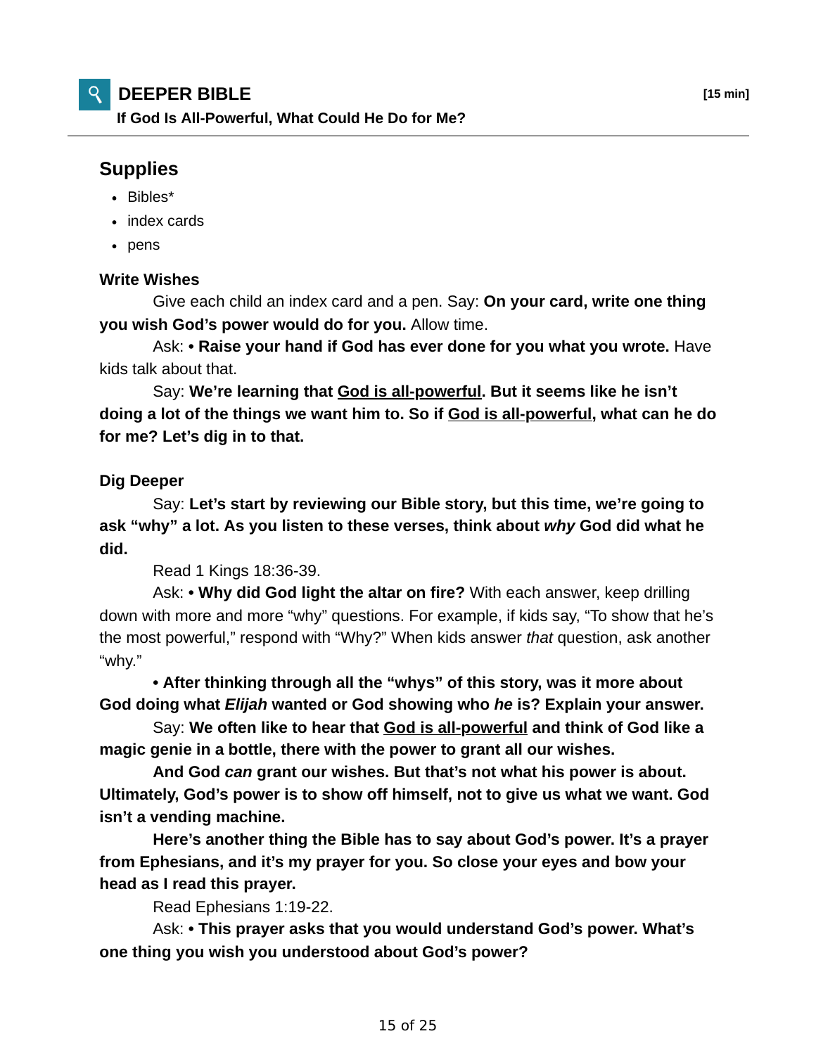## DEEPER BIBLE

**If God Is All-Powerful, What Could He Do for Me?**

**[15 min]**

### Supplies

- Bibles*
- index cards
- pens

**Write Wishes**

Give each child an index card and a pen. Say: **On your card, write one thing you wish God's power would do for you.** Allow time.

Ask: • **Raise your hand if God has ever done for you what you wrote.** Have kids talk about that.

Say: **We're learning that <u>God is all-powerful</u>. But it seems like he isn't doing a lot of the things we want him to. So if <u>God is all-powerful</u>, what can he do for me? Let's dig in to that.**

**Dig Deeper**

Say: **Let's start by reviewing our Bible story, but this time, we're going to ask "why" a lot. As you listen to these verses, think about *why* God did what he did.**

Read 1 Kings 18:36-39.

Ask: • **Why did God light the altar on fire?** With each answer, keep drilling down with more and more "why" questions. For example, if kids say, "To show that he's the most powerful," respond with "Why?" When kids answer *that* question, ask another "why."

• **After thinking through all the "whys" of this story, was it more about God doing what *Elijah* wanted or God showing who *he* is? Explain your answer.**

Say: **We often like to hear that <u>God is all-powerful</u> and think of God like a magic genie in a bottle, there with the power to grant all our wishes.**

**And God *can* grant our wishes. But that's not what his power is about. Ultimately, God's power is to show off himself, not to give us what we want. God isn't a vending machine.**

**Here's another thing the Bible has to say about God's power. It's a prayer from Ephesians, and it's my prayer for you. So close your eyes and bow your head as I read this prayer.**

Read Ephesians 1:19-22.

Ask: • **This prayer asks that you would understand God's power. What's one thing you wish you understood about God's power?**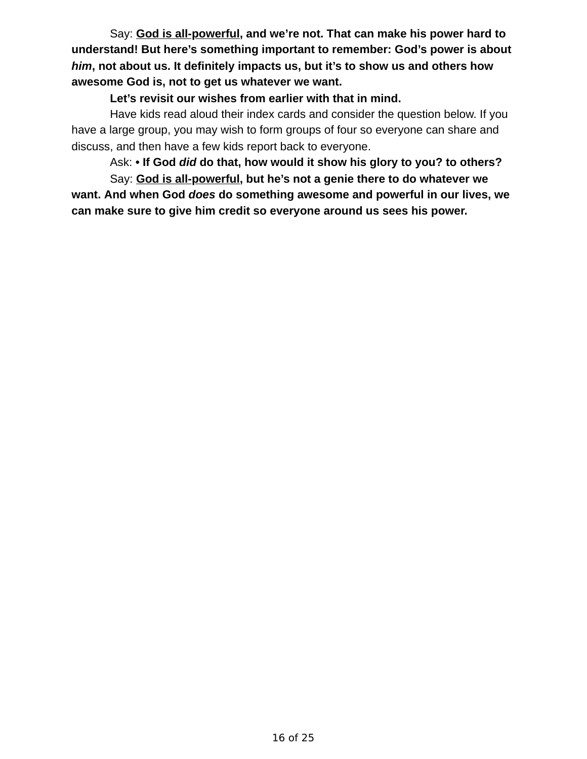Say: **<u>God is all-powerful</u>, and we're not. That can make his power hard to understand! But here's something important to remember: God's power is about *him*, not about us. It definitely impacts us, but it's to show us and others how awesome God is, not to get us whatever we want.**

**Let's revisit our wishes from earlier with that in mind.**

Have kids read aloud their index cards and consider the question below. If you have a large group, you may wish to form groups of four so everyone can share and discuss, and then have a few kids report back to everyone.

Ask: **• If God *did* do that, how would it show his glory to you? to others?**

Say: **<u>God is all-powerful</u>, but he's not a genie there to do whatever we want. And when God *does* do something awesome and powerful in our lives, we can make sure to give him credit so everyone around us sees his power.**